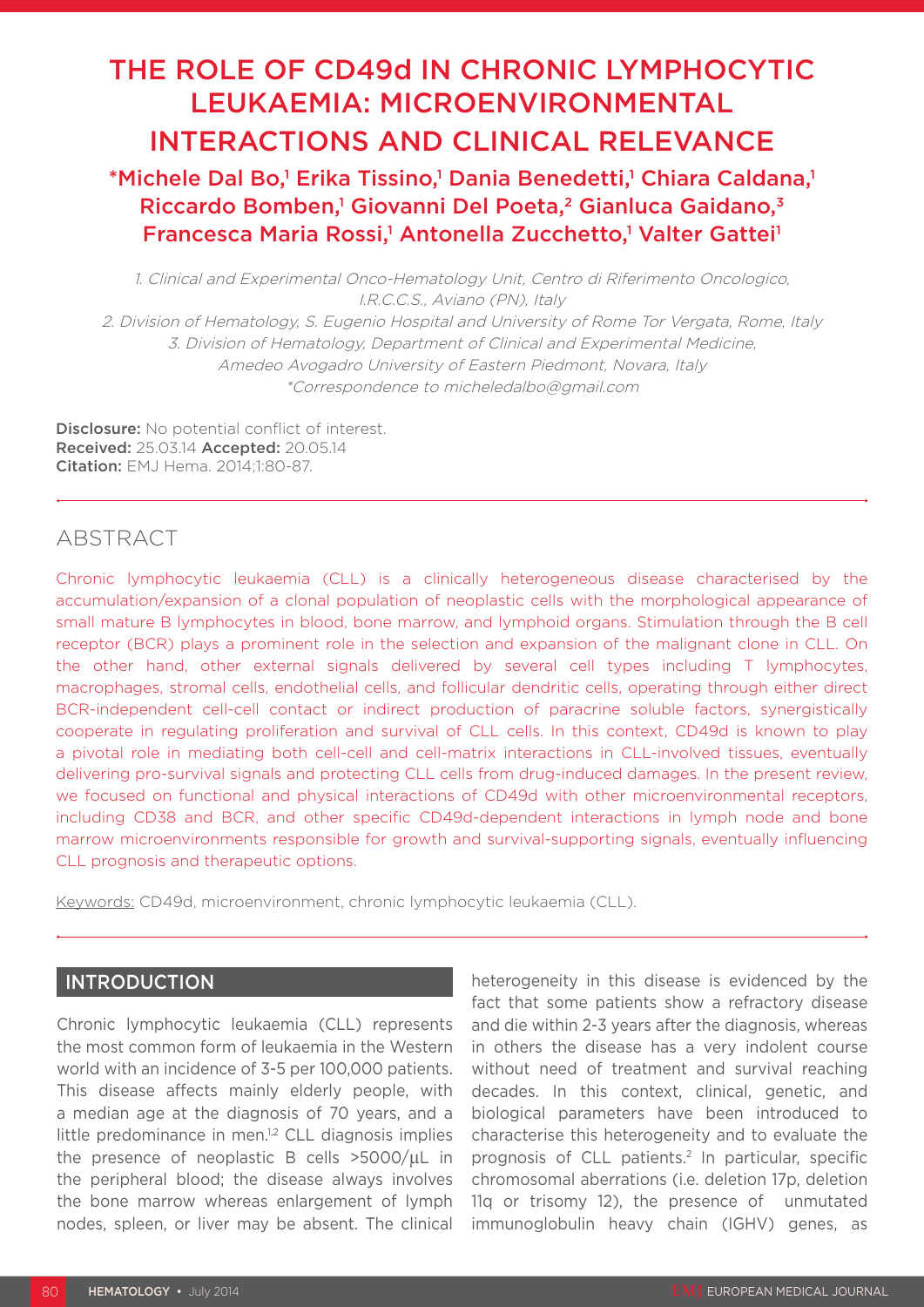# THE ROLE OF CD49d IN CHRONIC LYMPHOCYTIC LEUKAEMIA: MICROENVIRONMENTAL INTERACTIONS AND CLINICAL RELEVANCE

**\*Michele Dal Bo,[1] Erika Tissino,[1] Dania Benedetti,[1] Chiara Caldana,[1] Riccardo Bomben,[1] Giovanni Del Poeta,[2] Gianluca Gaidano,[3] Francesca Maria Rossi,[1] Antonella Zucchetto,[1] Valter Gattei[1]**

*1. Clinical and Experimental Onco-Hematology Unit, Centro di Riferimento Oncologico, I.R.C.C.S., Aviano (PN), Italy*
*2. Division of Hematology, S. Eugenio Hospital and University of Rome Tor Vergata, Rome, Italy*
*3. Division of Hematology, Department of Clinical and Experimental Medicine, Amedeo Avogadro University of Eastern Piedmont, Novara, Italy*
*\*Correspondence to micheledalbo@gmail.com*

**Disclosure:** No potential conflict of interest.
**Received:** 25.03.14 **Accepted:** 20.05.14
**Citation:** EMJ Hema. 2014;1:80-87.

## ABSTRACT

Chronic lymphocytic leukaemia (CLL) is a clinically heterogeneous disease characterised by the accumulation/expansion of a clonal population of neoplastic cells with the morphological appearance of small mature B lymphocytes in blood, bone marrow, and lymphoid organs. Stimulation through the B cell receptor (BCR) plays a prominent role in the selection and expansion of the malignant clone in CLL. On the other hand, other external signals delivered by several cell types including T lymphocytes, macrophages, stromal cells, endothelial cells, and follicular dendritic cells, operating through either direct BCR-independent cell-cell contact or indirect production of paracrine soluble factors, synergistically cooperate in regulating proliferation and survival of CLL cells. In this context, CD49d is known to play a pivotal role in mediating both cell-cell and cell-matrix interactions in CLL-involved tissues, eventually delivering pro-survival signals and protecting CLL cells from drug-induced damages. In the present review, we focused on functional and physical interactions of CD49d with other microenvironmental receptors, including CD38 and BCR, and other specific CD49d-dependent interactions in lymph node and bone marrow microenvironments responsible for growth and survival-supporting signals, eventually influencing CLL prognosis and therapeutic options.

Keywords: CD49d, microenvironment, chronic lymphocytic leukaemia (CLL).

## INTRODUCTION

Chronic lymphocytic leukaemia (CLL) represents the most common form of leukaemia in the Western world with an incidence of 3-5 per 100,000 patients. This disease affects mainly elderly people, with a median age at the diagnosis of 70 years, and a little predominance in men.[1,2] CLL diagnosis implies the presence of neoplastic B cells >5000/μL in the peripheral blood; the disease always involves the bone marrow whereas enlargement of lymph nodes, spleen, or liver may be absent. The clinical heterogeneity in this disease is evidenced by the fact that some patients show a refractory disease and die within 2-3 years after the diagnosis, whereas in others the disease has a very indolent course without need of treatment and survival reaching decades. In this context, clinical, genetic, and biological parameters have been introduced to characterise this heterogeneity and to evaluate the prognosis of CLL patients.[2] In particular, specific chromosomal aberrations (i.e. deletion 17p, deletion 11q or trisomy 12), the presence of unmutated immunoglobulin heavy chain (IGHV) genes, as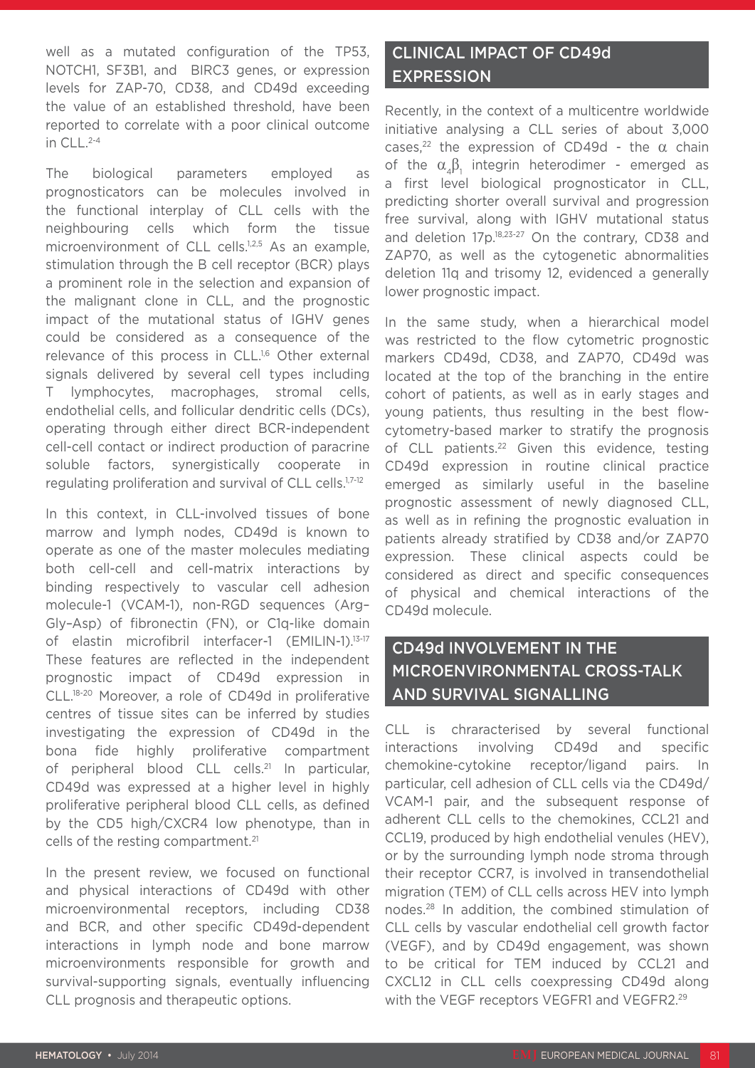well as a mutated configuration of the TP53, NOTCH1, SF3B1, and BIRC3 genes, or expression levels for ZAP-70, CD38, and CD49d exceeding the value of an established threshold, have been reported to correlate with a poor clinical outcome in CLL.[2-4]

The biological parameters employed as prognosticators can be molecules involved in the functional interplay of CLL cells with the neighbouring cells which form the tissue microenvironment of CLL cells.[1,2,5] As an example, stimulation through the B cell receptor (BCR) plays a prominent role in the selection and expansion of the malignant clone in CLL, and the prognostic impact of the mutational status of IGHV genes could be considered as a consequence of the relevance of this process in CLL.[1,6] Other external signals delivered by several cell types including T lymphocytes, macrophages, stromal cells, endothelial cells, and follicular dendritic cells (DCs), operating through either direct BCR-independent cell-cell contact or indirect production of paracrine soluble factors, synergistically cooperate in regulating proliferation and survival of CLL cells.[1,7-12]

In this context, in CLL-involved tissues of bone marrow and lymph nodes, CD49d is known to operate as one of the master molecules mediating both cell-cell and cell-matrix interactions by binding respectively to vascular cell adhesion molecule-1 (VCAM-1), non-RGD sequences (Arg–Gly–Asp) of fibronectin (FN), or C1q-like domain of elastin microfibril interfacer-1 (EMILIN-1).[13-17] These features are reflected in the independent prognostic impact of CD49d expression in CLL.[18-20] Moreover, a role of CD49d in proliferative centres of tissue sites can be inferred by studies investigating the expression of CD49d in the bona fide highly proliferative compartment of peripheral blood CLL cells.[21] In particular, CD49d was expressed at a higher level in highly proliferative peripheral blood CLL cells, as defined by the CD5 high/CXCR4 low phenotype, than in cells of the resting compartment.[21]

In the present review, we focused on functional and physical interactions of CD49d with other microenvironmental receptors, including CD38 and BCR, and other specific CD49d-dependent interactions in lymph node and bone marrow microenvironments responsible for growth and survival-supporting signals, eventually influencing CLL prognosis and therapeutic options.

## CLINICAL IMPACT OF CD49d EXPRESSION

Recently, in the context of a multicentre worldwide initiative analysing a CLL series of about 3,000 cases,[22] the expression of CD49d - the $\alpha$ chain of the $\alpha_4\beta_1$ integrin heterodimer - emerged as a first level biological prognosticator in CLL, predicting shorter overall survival and progression free survival, along with IGHV mutational status and deletion 17p.[18,23-27] On the contrary, CD38 and ZAP70, as well as the cytogenetic abnormalities deletion 11q and trisomy 12, evidenced a generally lower prognostic impact.

In the same study, when a hierarchical model was restricted to the flow cytometric prognostic markers CD49d, CD38, and ZAP70, CD49d was located at the top of the branching in the entire cohort of patients, as well as in early stages and young patients, thus resulting in the best flow-cytometry-based marker to stratify the prognosis of CLL patients.[22] Given this evidence, testing CD49d expression in routine clinical practice emerged as similarly useful in the baseline prognostic assessment of newly diagnosed CLL, as well as in refining the prognostic evaluation in patients already stratified by CD38 and/or ZAP70 expression. These clinical aspects could be considered as direct and specific consequences of physical and chemical interactions of the CD49d molecule.

## CD49d INVOLVEMENT IN THE MICROENVIRONMENTAL CROSS-TALK AND SURVIVAL SIGNALLING

CLL is chraracterised by several functional interactions involving CD49d and specific chemokine-cytokine receptor/ligand pairs. In particular, cell adhesion of CLL cells via the CD49d/VCAM-1 pair, and the subsequent response of adherent CLL cells to the chemokines, CCL21 and CCL19, produced by high endothelial venules (HEV), or by the surrounding lymph node stroma through their receptor CCR7, is involved in transendothelial migration (TEM) of CLL cells across HEV into lymph nodes.[28] In addition, the combined stimulation of CLL cells by vascular endothelial cell growth factor (VEGF), and by CD49d engagement, was shown to be critical for TEM induced by CCL21 and CXCL12 in CLL cells coexpressing CD49d along with the VEGF receptors VEGFR1 and VEGFR2.[29]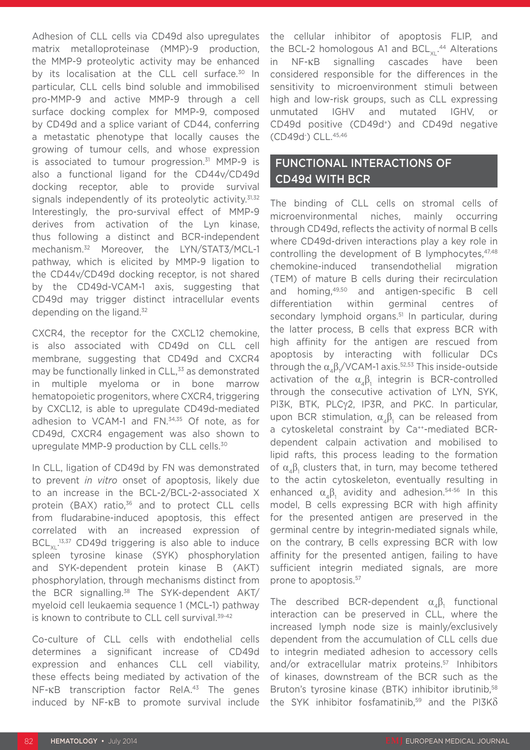Adhesion of CLL cells via CD49d also upregulates matrix metalloproteinase (MMP)-9 production, the MMP-9 proteolytic activity may be enhanced by its localisation at the CLL cell surface.[30] In particular, CLL cells bind soluble and immobilised pro-MMP-9 and active MMP-9 through a cell surface docking complex for MMP-9, composed by CD49d and a splice variant of CD44, conferring a metastatic phenotype that locally causes the growing of tumour cells, and whose expression is associated to tumour progression.[31] MMP-9 is also a functional ligand for the CD44v/CD49d docking receptor, able to provide survival signals independently of its proteolytic activity.[31,32] Interestingly, the pro-survival effect of MMP-9 derives from activation of the Lyn kinase, thus following a distinct and BCR-independent mechanism.[32] Moreover, the LYN/STAT3/MCL-1 pathway, which is elicited by MMP-9 ligation to the CD44v/CD49d docking receptor, is not shared by the CD49d-VCAM-1 axis, suggesting that CD49d may trigger distinct intracellular events depending on the ligand.[32]

CXCR4, the receptor for the CXCL12 chemokine, is also associated with CD49d on CLL cell membrane, suggesting that CD49d and CXCR4 may be functionally linked in CLL,[33] as demonstrated in multiple myeloma or in bone marrow hematopoietic progenitors, where CXCR4, triggering by CXCL12, is able to upregulate CD49d-mediated adhesion to VCAM-1 and FN.[34,35] Of note, as for CD49d, CXCR4 engagement was also shown to upregulate MMP-9 production by CLL cells.[30]

In CLL, ligation of CD49d by FN was demonstrated to prevent *in vitro* onset of apoptosis, likely due to an increase in the BCL-2/BCL-2-associated X protein (BAX) ratio,[36] and to protect CLL cells from fludarabine-induced apoptosis, this effect correlated with an increased expression of $BCL_{XL}$.[13,37] CD49d triggering is also able to induce spleen tyrosine kinase (SYK) phosphorylation and SYK-dependent protein kinase B (AKT) phosphorylation, through mechanisms distinct from the BCR signalling.[38] The SYK-dependent AKT/myeloid cell leukaemia sequence 1 (MCL-1) pathway is known to contribute to CLL cell survival.[39-42]

Co-culture of CLL cells with endothelial cells determines a significant increase of CD49d expression and enhances CLL cell viability, these effects being mediated by activation of the NF-κB transcription factor RelA.[43] The genes induced by NF-κB to promote survival include the cellular inhibitor of apoptosis FLIP, and the BCL-2 homologous A1 and $BCL_{XL}$.[44] Alterations in NF-κB signalling cascades have been considered responsible for the differences in the sensitivity to microenvironment stimuli between high and low-risk groups, such as CLL expressing unmutated IGHV and mutated IGHV, or CD49d positive (CD49d$^{+}$) and CD49d negative (CD49d$^{-}$) CLL.[45,46]

## FUNCTIONAL INTERACTIONS OF CD49d WITH BCR

The binding of CLL cells on stromal cells of microenvironmental niches, mainly occurring through CD49d, reflects the activity of normal B cells where CD49d-driven interactions play a key role in controlling the development of B lymphocytes,[47,48] chemokine-induced transendothelial migration (TEM) of mature B cells during their recirculation and homing,[49,50] and antigen-specific B cell differentiation within germinal centres of secondary lymphoid organs.[51] In particular, during the latter process, B cells that express BCR with high affinity for the antigen are rescued from apoptosis by interacting with follicular DCs through the $\alpha_4\beta_1$/VCAM-1 axis.[52,53] This inside-outside activation of the $\alpha_4\beta_1$ integrin is BCR-controlled through the consecutive activation of LYN, SYK, PI3K, BTK, PLCγ2, IP3R, and PKC. In particular, upon BCR stimulation, $\alpha_4\beta_1$ can be released from a cytoskeletal constraint by $Ca^{++}$-mediated BCR-dependent calpain activation and mobilised to lipid rafts, this process leading to the formation of $\alpha_4\beta_1$ clusters that, in turn, may become tethered to the actin cytoskeleton, eventually resulting in enhanced $\alpha_4\beta_1$ avidity and adhesion.[54-56] In this model, B cells expressing BCR with high affinity for the presented antigen are preserved in the germinal centre by integrin-mediated signals while, on the contrary, B cells expressing BCR with low affinity for the presented antigen, failing to have sufficient integrin mediated signals, are more prone to apoptosis.[57]

The described BCR-dependent $\alpha_4\beta_1$ functional interaction can be preserved in CLL, where the increased lymph node size is mainly/exclusively dependent from the accumulation of CLL cells due to integrin mediated adhesion to accessory cells and/or extracellular matrix proteins.[57] Inhibitors of kinases, downstream of the BCR such as the Bruton's tyrosine kinase (BTK) inhibitor ibrutinib,[58] the SYK inhibitor fosfamatinib,[59] and the PI3Kδ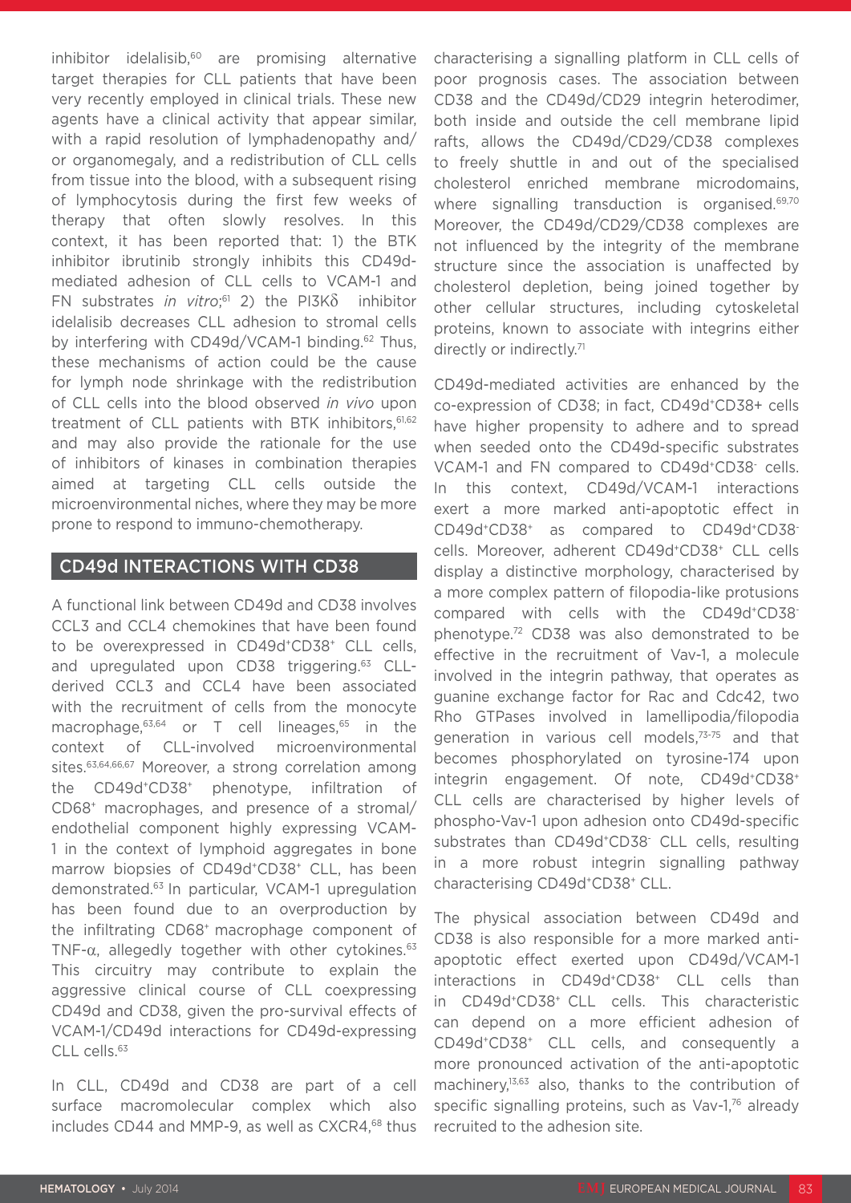inhibitor idelalisib,[60] are promising alternative target therapies for CLL patients that have been very recently employed in clinical trials. These new agents have a clinical activity that appear similar, with a rapid resolution of lymphadenopathy and/or organomegaly, and a redistribution of CLL cells from tissue into the blood, with a subsequent rising of lymphocytosis during the first few weeks of therapy that often slowly resolves. In this context, it has been reported that: 1) the BTK inhibitor ibrutinib strongly inhibits this CD49d-mediated adhesion of CLL cells to VCAM-1 and FN substrates *in vitro*;[61] 2) the PI3Kδ inhibitor idelalisib decreases CLL adhesion to stromal cells by interfering with CD49d/VCAM-1 binding.[62] Thus, these mechanisms of action could be the cause for lymph node shrinkage with the redistribution of CLL cells into the blood observed *in vivo* upon treatment of CLL patients with BTK inhibitors,[61,62] and may also provide the rationale for the use of inhibitors of kinases in combination therapies aimed at targeting CLL cells outside the microenvironmental niches, where they may be more prone to respond to immuno-chemotherapy.

## CD49d INTERACTIONS WITH CD38

A functional link between CD49d and CD38 involves CCL3 and CCL4 chemokines that have been found to be overexpressed in CD49d$^+$CD38$^+$ CLL cells, and upregulated upon CD38 triggering.[63] CLL-derived CCL3 and CCL4 have been associated with the recruitment of cells from the monocyte macrophage,[63,64] or T cell lineages,[65] in the context of CLL-involved microenvironmental sites.[63,64,66,67] Moreover, a strong correlation among the CD49d$^+$CD38$^+$ phenotype, infiltration of CD68$^+$ macrophages, and presence of a stromal/endothelial component highly expressing VCAM-1 in the context of lymphoid aggregates in bone marrow biopsies of CD49d$^+$CD38$^+$ CLL, has been demonstrated.[63] In particular, VCAM-1 upregulation has been found due to an overproduction by the infiltrating CD68$^+$ macrophage component of TNF-α, allegedly together with other cytokines.[63] This circuitry may contribute to explain the aggressive clinical course of CLL coexpressing CD49d and CD38, given the pro-survival effects of VCAM-1/CD49d interactions for CD49d-expressing CLL cells.[63]

In CLL, CD49d and CD38 are part of a cell surface macromolecular complex which also includes CD44 and MMP-9, as well as CXCR4,[68] thus characterising a signalling platform in CLL cells of poor prognosis cases. The association between CD38 and the CD49d/CD29 integrin heterodimer, both inside and outside the cell membrane lipid rafts, allows the CD49d/CD29/CD38 complexes to freely shuttle in and out of the specialised cholesterol enriched membrane microdomains, where signalling transduction is organised.[69,70] Moreover, the CD49d/CD29/CD38 complexes are not influenced by the integrity of the membrane structure since the association is unaffected by cholesterol depletion, being joined together by other cellular structures, including cytoskeletal proteins, known to associate with integrins either directly or indirectly.[71]

CD49d-mediated activities are enhanced by the co-expression of CD38; in fact, CD49d$^+$CD38+ cells have higher propensity to adhere and to spread when seeded onto the CD49d-specific substrates VCAM-1 and FN compared to CD49d$^+$CD38$^-$ cells. In this context, CD49d/VCAM-1 interactions exert a more marked anti-apoptotic effect in CD49d$^+$CD38$^+$ as compared to CD49d$^+$CD38$^-$ cells. Moreover, adherent CD49d$^+$CD38$^+$ CLL cells display a distinctive morphology, characterised by a more complex pattern of filopodia-like protusions compared with cells with the CD49d$^+$CD38$^-$ phenotype.[72] CD38 was also demonstrated to be effective in the recruitment of Vav-1, a molecule involved in the integrin pathway, that operates as guanine exchange factor for Rac and Cdc42, two Rho GTPases involved in lamellipodia/filopodia generation in various cell models,[73-75] and that becomes phosphorylated on tyrosine-174 upon integrin engagement. Of note, CD49d$^+$CD38$^+$ CLL cells are characterised by higher levels of phospho-Vav-1 upon adhesion onto CD49d-specific substrates than CD49d$^+$CD38$^-$ CLL cells, resulting in a more robust integrin signalling pathway characterising CD49d$^+$CD38$^+$ CLL.

The physical association between CD49d and CD38 is also responsible for a more marked anti-apoptotic effect exerted upon CD49d/VCAM-1 interactions in CD49d$^+$CD38$^+$ CLL cells than in CD49d$^+$CD38$^+$ CLL cells. This characteristic can depend on a more efficient adhesion of CD49d$^+$CD38$^+$ CLL cells, and consequently a more pronounced activation of the anti-apoptotic machinery,[13,63] also, thanks to the contribution of specific signalling proteins, such as Vav-1,[76] already recruited to the adhesion site.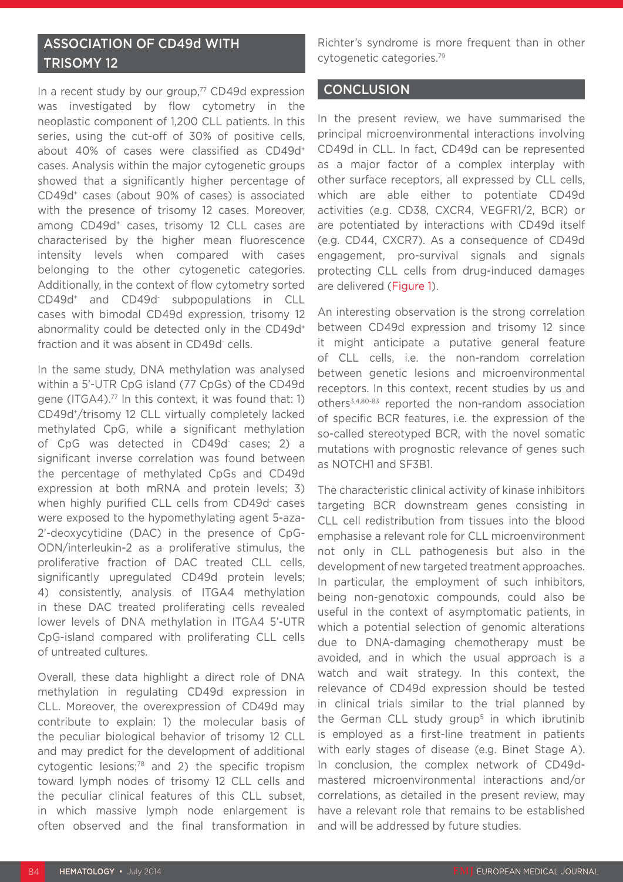## ASSOCIATION OF CD49d WITH TRISOMY 12

In a recent study by our group,[77] CD49d expression was investigated by flow cytometry in the neoplastic component of 1,200 CLL patients. In this series, using the cut-off of 30% of positive cells, about 40% of cases were classified as CD49d$^+$ cases. Analysis within the major cytogenetic groups showed that a significantly higher percentage of CD49d$^+$ cases (about 90% of cases) is associated with the presence of trisomy 12 cases. Moreover, among CD49d$^+$ cases, trisomy 12 CLL cases are characterised by the higher mean fluorescence intensity levels when compared with cases belonging to the other cytogenetic categories. Additionally, in the context of flow cytometry sorted CD49d$^+$ and CD49d$^-$ subpopulations in CLL cases with bimodal CD49d expression, trisomy 12 abnormality could be detected only in the CD49d$^+$ fraction and it was absent in CD49d$^-$ cells.

In the same study, DNA methylation was analysed within a 5'-UTR CpG island (77 CpGs) of the CD49d gene (ITGA4).[77] In this context, it was found that: 1) CD49d$^+$/trisomy 12 CLL virtually completely lacked methylated CpG, while a significant methylation of CpG was detected in CD49d$^-$ cases; 2) a significant inverse correlation was found between the percentage of methylated CpGs and CD49d expression at both mRNA and protein levels; 3) when highly purified CLL cells from CD49d$^-$ cases were exposed to the hypomethylating agent 5-aza-2'-deoxycytidine (DAC) in the presence of CpG-ODN/interleukin-2 as a proliferative stimulus, the proliferative fraction of DAC treated CLL cells, significantly upregulated CD49d protein levels; 4) consistently, analysis of ITGA4 methylation in these DAC treated proliferating cells revealed lower levels of DNA methylation in ITGA4 5'-UTR CpG-island compared with proliferating CLL cells of untreated cultures.

Overall, these data highlight a direct role of DNA methylation in regulating CD49d expression in CLL. Moreover, the overexpression of CD49d may contribute to explain: 1) the molecular basis of the peculiar biological behavior of trisomy 12 CLL and may predict for the development of additional cytogentic lesions;[78] and 2) the specific tropism toward lymph nodes of trisomy 12 CLL cells and the peculiar clinical features of this CLL subset, in which massive lymph node enlargement is often observed and the final transformation in Richter's syndrome is more frequent than in other cytogenetic categories.[79]

## CONCLUSION

In the present review, we have summarised the principal microenvironmental interactions involving CD49d in CLL. In fact, CD49d can be represented as a major factor of a complex interplay with other surface receptors, all expressed by CLL cells, which are able either to potentiate CD49d activities (e.g. CD38, CXCR4, VEGFR1/2, BCR) or are potentiated by interactions with CD49d itself (e.g. CD44, CXCR7). As a consequence of CD49d engagement, pro-survival signals and signals protecting CLL cells from drug-induced damages are delivered (Figure 1).

An interesting observation is the strong correlation between CD49d expression and trisomy 12 since it might anticipate a putative general feature of CLL cells, i.e. the non-random correlation between genetic lesions and microenvironmental receptors. In this context, recent studies by us and others[3,4,80-83] reported the non-random association of specific BCR features, i.e. the expression of the so-called stereotyped BCR, with the novel somatic mutations with prognostic relevance of genes such as NOTCH1 and SF3B1.

The characteristic clinical activity of kinase inhibitors targeting BCR downstream genes consisting in CLL cell redistribution from tissues into the blood emphasise a relevant role for CLL microenvironment not only in CLL pathogenesis but also in the development of new targeted treatment approaches. In particular, the employment of such inhibitors, being non-genotoxic compounds, could also be useful in the context of asymptomatic patients, in which a potential selection of genomic alterations due to DNA-damaging chemotherapy must be avoided, and in which the usual approach is a watch and wait strategy. In this context, the relevance of CD49d expression should be tested in clinical trials similar to the trial planned by the German CLL study group[5] in which ibrutinib is employed as a first-line treatment in patients with early stages of disease (e.g. Binet Stage A). In conclusion, the complex network of CD49d-mastered microenvironmental interactions and/or correlations, as detailed in the present review, may have a relevant role that remains to be established and will be addressed by future studies.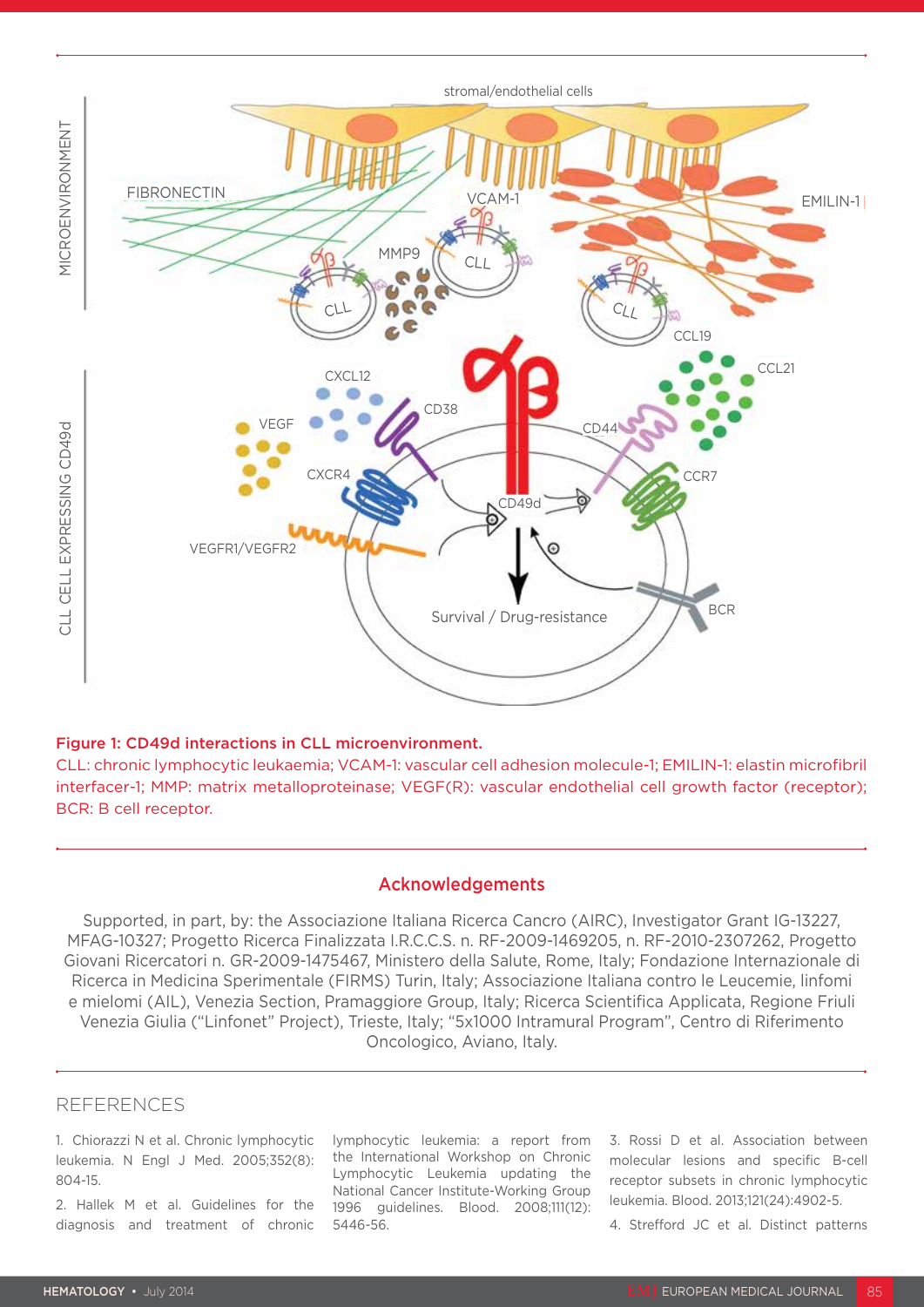**Figure 1: CD49d interactions in CLL microenvironment.**

CLL: chronic lymphocytic leukaemia; VCAM-1: vascular cell adhesion molecule-1; EMILIN-1: elastin microfibril interfacer-1; MMP: matrix metalloproteinase; VEGF(R): vascular endothelial cell growth factor (receptor); BCR: B cell receptor.

## Acknowledgements

Supported, in part, by: the Associazione Italiana Ricerca Cancro (AIRC), Investigator Grant IG-13227, MFAG-10327; Progetto Ricerca Finalizzata I.R.C.C.S. n. RF-2009-1469205, n. RF-2010-2307262, Progetto Giovani Ricercatori n. GR-2009-1475467, Ministero della Salute, Rome, Italy; Fondazione Internazionale di Ricerca in Medicina Sperimentale (FIRMS) Turin, Italy; Associazione Italiana contro le Leucemie, linfomi e mielomi (AIL), Venezia Section, Pramaggiore Group, Italy; Ricerca Scientifica Applicata, Regione Friuli Venezia Giulia ("Linfonet" Project), Trieste, Italy; "5x1000 Intramural Program", Centro di Riferimento Oncologico, Aviano, Italy.

## REFERENCES

1. Chiorazzi N et al. Chronic lymphocytic leukemia. N Engl J Med. 2005;352(8):804-15.

2. Hallek M et al. Guidelines for the diagnosis and treatment of chronic lymphocytic leukemia: a report from the International Workshop on Chronic Lymphocytic Leukemia updating the National Cancer Institute-Working Group 1996 guidelines. Blood. 2008;111(12):5446-56.

3. Rossi D et al. Association between molecular lesions and specific B-cell receptor subsets in chronic lymphocytic leukemia. Blood. 2013;121(24):4902-5.

4. Strefford JC et al. Distinct patterns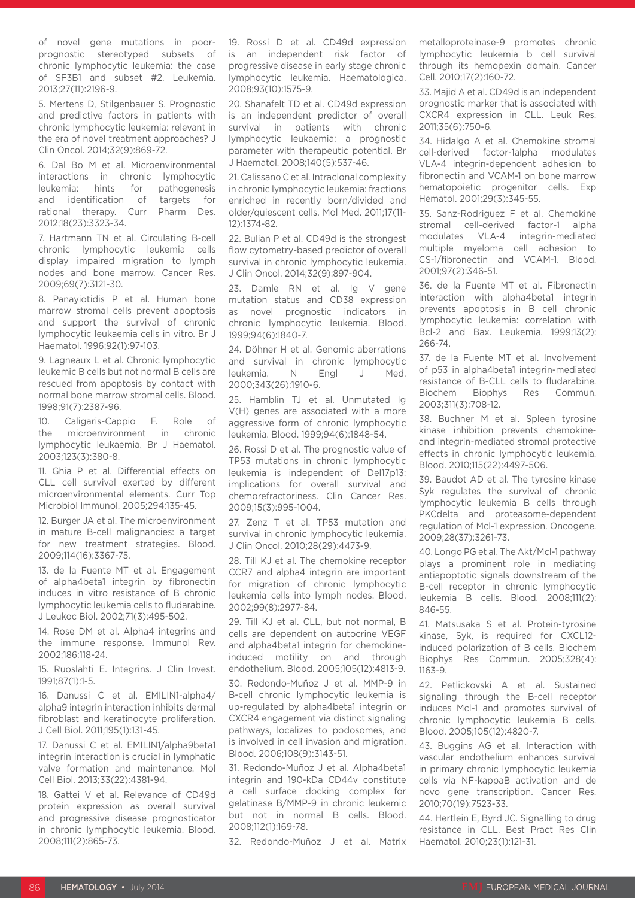of novel gene mutations in poor-prognostic stereotyped subsets of chronic lymphocytic leukemia: the case of SF3B1 and subset #2. Leukemia. 2013;27(11):2196-9.

5. Mertens D, Stilgenbauer S. Prognostic and predictive factors in patients with chronic lymphocytic leukemia: relevant in the era of novel treatment approaches? J Clin Oncol. 2014;32(9):869-72.

6. Dal Bo M et al. Microenvironmental interactions in chronic lymphocytic leukemia: hints for pathogenesis and identification of targets for rational therapy. Curr Pharm Des. 2012;18(23):3323-34.

7. Hartmann TN et al. Circulating B-cell chronic lymphocytic leukemia cells display impaired migration to lymph nodes and bone marrow. Cancer Res. 2009;69(7):3121-30.

8. Panayiotidis P et al. Human bone marrow stromal cells prevent apoptosis and support the survival of chronic lymphocytic leukaemia cells in vitro. Br J Haematol. 1996;92(1):97-103.

9. Lagneaux L et al. Chronic lymphocytic leukemic B cells but not normal B cells are rescued from apoptosis by contact with normal bone marrow stromal cells. Blood. 1998;91(7):2387-96.

10. Caligaris-Cappio F. Role of the microenvironment in chronic lymphocytic leukaemia. Br J Haematol. 2003;123(3):380-8.

11. Ghia P et al. Differential effects on CLL cell survival exerted by different microenvironmental elements. Curr Top Microbiol Immunol. 2005;294:135-45.

12. Burger JA et al. The microenvironment in mature B-cell malignancies: a target for new treatment strategies. Blood. 2009;114(16):3367-75.

13. de la Fuente MT et al. Engagement of alpha4beta1 integrin by fibronectin induces in vitro resistance of B chronic lymphocytic leukemia cells to fludarabine. J Leukoc Biol. 2002;71(3):495-502.

14. Rose DM et al. Alpha4 integrins and the immune response. Immunol Rev. 2002;186:118-24.

15. Ruoslahti E. Integrins. J Clin Invest. 1991;87(1):1-5.

16. Danussi C et al. EMILIN1-alpha4/alpha9 integrin interaction inhibits dermal fibroblast and keratinocyte proliferation. J Cell Biol. 2011;195(1):131-45.

17. Danussi C et al. EMILIN1/alpha9beta1 integrin interaction is crucial in lymphatic valve formation and maintenance. Mol Cell Biol. 2013;33(22):4381-94.

18. Gattei V et al. Relevance of CD49d protein expression as overall survival and progressive disease prognosticator in chronic lymphocytic leukemia. Blood. 2008;111(2):865-73.

19. Rossi D et al. CD49d expression is an independent risk factor of progressive disease in early stage chronic lymphocytic leukemia. Haematologica. 2008;93(10):1575-9.

20. Shanafelt TD et al. CD49d expression is an independent predictor of overall survival in patients with chronic lymphocytic leukaemia: a prognostic parameter with therapeutic potential. Br J Haematol. 2008;140(5):537-46.

21. Calissano C et al. Intraclonal complexity in chronic lymphocytic leukemia: fractions enriched in recently born/divided and older/quiescent cells. Mol Med. 2011;17(11-12):1374-82.

22. Bulian P et al. CD49d is the strongest flow cytometry-based predictor of overall survival in chronic lymphocytic leukemia. J Clin Oncol. 2014;32(9):897-904.

23. Damle RN et al. Ig V gene mutation status and CD38 expression as novel prognostic indicators in chronic lymphocytic leukemia. Blood. 1999;94(6):1840-7.

24. Döhner H et al. Genomic aberrations and survival in chronic lymphocytic leukemia. N Engl J Med. 2000;343(26):1910-6.

25. Hamblin TJ et al. Unmutated Ig V(H) genes are associated with a more aggressive form of chronic lymphocytic leukemia. Blood. 1999;94(6):1848-54.

26. Rossi D et al. The prognostic value of TP53 mutations in chronic lymphocytic leukemia is independent of Del17p13: implications for overall survival and chemorefractoriness. Clin Cancer Res. 2009;15(3):995-1004.

27. Zenz T et al. TP53 mutation and survival in chronic lymphocytic leukemia. J Clin Oncol. 2010;28(29):4473-9.

28. Till KJ et al. The chemokine receptor CCR7 and alpha4 integrin are important for migration of chronic lymphocytic leukemia cells into lymph nodes. Blood. 2002;99(8):2977-84.

29. Till KJ et al. CLL, but not normal, B cells are dependent on autocrine VEGF and alpha4beta1 integrin for chemokine-induced motility on and through endothelium. Blood. 2005;105(12):4813-9.

30. Redondo-Muñoz J et al. MMP-9 in B-cell chronic lymphocytic leukemia is up-regulated by alpha4beta1 integrin or CXCR4 engagement via distinct signaling pathways, localizes to podosomes, and is involved in cell invasion and migration. Blood. 2006;108(9):3143-51.

31. Redondo-Muñoz J et al. Alpha4beta1 integrin and 190-kDa CD44v constitute a cell surface docking complex for gelatinase B/MMP-9 in chronic leukemic but not in normal B cells. Blood. 2008;112(1):169-78.

32. Redondo-Muñoz J et al. Matrix metalloproteinase-9 promotes chronic lymphocytic leukemia b cell survival through its hemopexin domain. Cancer Cell. 2010;17(2):160-72.

33. Majid A et al. CD49d is an independent prognostic marker that is associated with CXCR4 expression in CLL. Leuk Res. 2011;35(6):750-6.

34. Hidalgo A et al. Chemokine stromal cell-derived factor-1alpha modulates VLA-4 integrin-dependent adhesion to fibronectin and VCAM-1 on bone marrow hematopoietic progenitor cells. Exp Hematol. 2001;29(3):345-55.

35. Sanz-Rodriguez F et al. Chemokine stromal cell-derived factor-1 alpha modulates VLA-4 integrin-mediated multiple myeloma cell adhesion to CS-1/fibronectin and VCAM-1. Blood. 2001;97(2):346-51.

36. de la Fuente MT et al. Fibronectin interaction with alpha4beta1 integrin prevents apoptosis in B cell chronic lymphocytic leukemia: correlation with Bcl-2 and Bax. Leukemia. 1999;13(2):266-74.

37. de la Fuente MT et al. Involvement of p53 in alpha4beta1 integrin-mediated resistance of B-CLL cells to fludarabine. Biochem Biophys Res Commun. 2003;311(3):708-12.

38. Buchner M et al. Spleen tyrosine kinase inhibition prevents chemokine-and integrin-mediated stromal protective effects in chronic lymphocytic leukemia. Blood. 2010;115(22):4497-506.

39. Baudot AD et al. The tyrosine kinase Syk regulates the survival of chronic lymphocytic leukemia B cells through PKCdelta and proteasome-dependent regulation of Mcl-1 expression. Oncogene. 2009;28(37):3261-73.

40. Longo PG et al. The Akt/Mcl-1 pathway plays a prominent role in mediating antiapoptotic signals downstream of the B-cell receptor in chronic lymphocytic leukemia B cells. Blood. 2008;111(2):846-55.

41. Matsusaka S et al. Protein-tyrosine kinase, Syk, is required for CXCL12-induced polarization of B cells. Biochem Biophys Res Commun. 2005;328(4):1163-9.

42. Petlickovski A et al. Sustained signaling through the B-cell receptor induces Mcl-1 and promotes survival of chronic lymphocytic leukemia B cells. Blood. 2005;105(12):4820-7.

43. Buggins AG et al. Interaction with vascular endothelium enhances survival in primary chronic lymphocytic leukemia cells via NF-kappaB activation and de novo gene transcription. Cancer Res. 2010;70(19):7523-33.

44. Hertlein E, Byrd JC. Signalling to drug resistance in CLL. Best Pract Res Clin Haematol. 2010;23(1):121-31.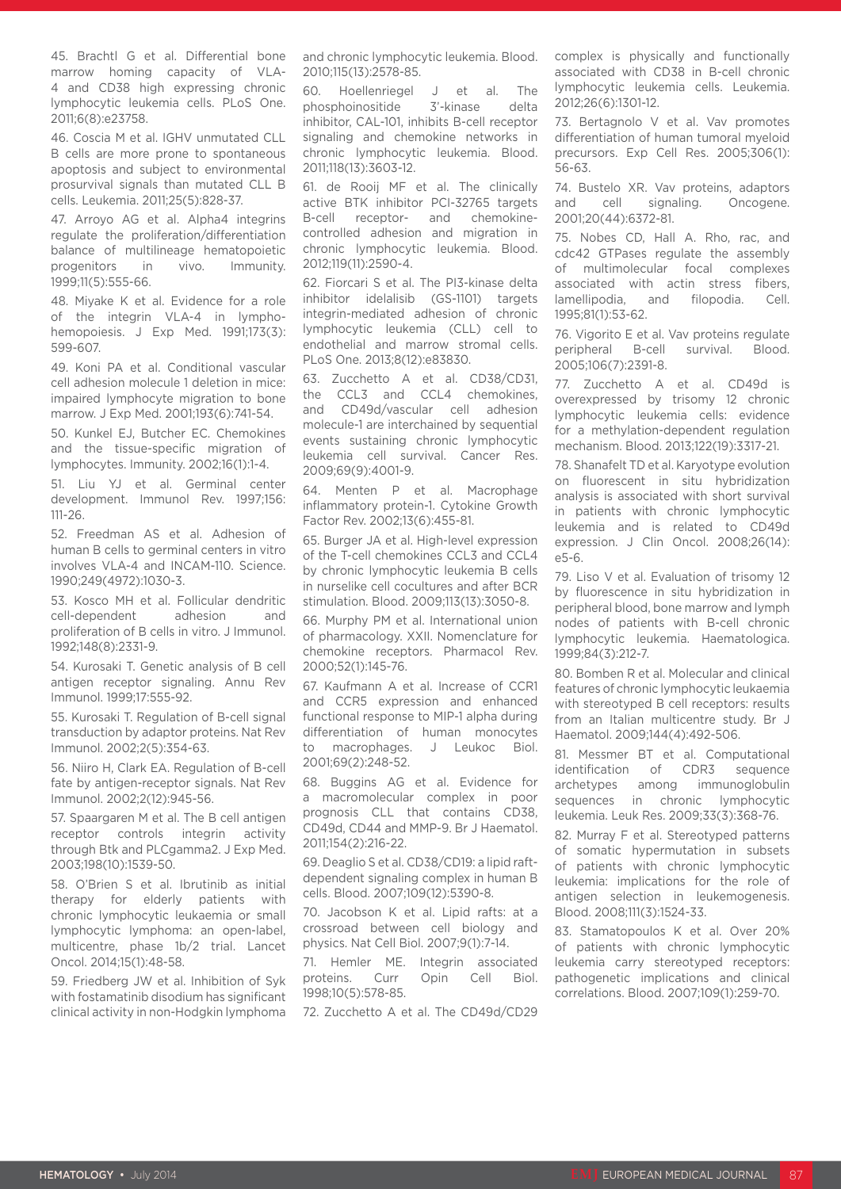45. Brachtl G et al. Differential bone marrow homing capacity of VLA-4 and CD38 high expressing chronic lymphocytic leukemia cells. PLoS One. 2011;6(8):e23758.

46. Coscia M et al. IGHV unmutated CLL B cells are more prone to spontaneous apoptosis and subject to environmental prosurvival signals than mutated CLL B cells. Leukemia. 2011;25(5):828-37.

47. Arroyo AG et al. Alpha4 integrins regulate the proliferation/differentiation balance of multilineage hematopoietic progenitors in vivo. Immunity. 1999;11(5):555-66.

48. Miyake K et al. Evidence for a role of the integrin VLA-4 in lympho-hemopoiesis. J Exp Med. 1991;173(3):599-607.

49. Koni PA et al. Conditional vascular cell adhesion molecule 1 deletion in mice: impaired lymphocyte migration to bone marrow. J Exp Med. 2001;193(6):741-54.

50. Kunkel EJ, Butcher EC. Chemokines and the tissue-specific migration of lymphocytes. Immunity. 2002;16(1):1-4.

51. Liu YJ et al. Germinal center development. Immunol Rev. 1997;156:111-26.

52. Freedman AS et al. Adhesion of human B cells to germinal centers in vitro involves VLA-4 and INCAM-110. Science. 1990;249(4972):1030-3.

53. Kosco MH et al. Follicular dendritic cell-dependent adhesion and proliferation of B cells in vitro. J Immunol. 1992;148(8):2331-9.

54. Kurosaki T. Genetic analysis of B cell antigen receptor signaling. Annu Rev Immunol. 1999;17:555-92.

55. Kurosaki T. Regulation of B-cell signal transduction by adaptor proteins. Nat Rev Immunol. 2002;2(5):354-63.

56. Niiro H, Clark EA. Regulation of B-cell fate by antigen-receptor signals. Nat Rev Immunol. 2002;2(12):945-56.

57. Spaargaren M et al. The B cell antigen receptor controls integrin activity through Btk and PLCgamma2. J Exp Med. 2003;198(10):1539-50.

58. O'Brien S et al. Ibrutinib as initial therapy for elderly patients with chronic lymphocytic leukaemia or small lymphocytic lymphoma: an open-label, multicentre, phase 1b/2 trial. Lancet Oncol. 2014;15(1):48-58.

59. Friedberg JW et al. Inhibition of Syk with fostamatinib disodium has significant clinical activity in non-Hodgkin lymphoma and chronic lymphocytic leukemia. Blood. 2010;115(13):2578-85.

60. Hoellenriegel J et al. The phosphoinositide 3'-kinase delta inhibitor, CAL-101, inhibits B-cell receptor signaling and chemokine networks in chronic lymphocytic leukemia. Blood. 2011;118(13):3603-12.

61. de Rooij MF et al. The clinically active BTK inhibitor PCI-32765 targets B-cell receptor- and chemokine-controlled adhesion and migration in chronic lymphocytic leukemia. Blood. 2012;119(11):2590-4.

62. Fiorcari S et al. The PI3-kinase delta inhibitor idelalisib (GS-1101) targets integrin-mediated adhesion of chronic lymphocytic leukemia (CLL) cell to endothelial and marrow stromal cells. PLoS One. 2013;8(12):e83830.

63. Zucchetto A et al. CD38/CD31, the CCL3 and CCL4 chemokines, and CD49d/vascular cell adhesion molecule-1 are interchained by sequential events sustaining chronic lymphocytic leukemia cell survival. Cancer Res. 2009;69(9):4001-9.

64. Menten P et al. Macrophage inflammatory protein-1. Cytokine Growth Factor Rev. 2002;13(6):455-81.

65. Burger JA et al. High-level expression of the T-cell chemokines CCL3 and CCL4 by chronic lymphocytic leukemia B cells in nurselike cell cocultures and after BCR stimulation. Blood. 2009;113(13):3050-8.

66. Murphy PM et al. International union of pharmacology. XXII. Nomenclature for chemokine receptors. Pharmacol Rev. 2000;52(1):145-76.

67. Kaufmann A et al. Increase of CCR1 and CCR5 expression and enhanced functional response to MIP-1 alpha during differentiation of human monocytes to macrophages. J Leukoc Biol. 2001;69(2):248-52.

68. Buggins AG et al. Evidence for a macromolecular complex in poor prognosis CLL that contains CD38, CD49d, CD44 and MMP-9. Br J Haematol. 2011;154(2):216-22.

69. Deaglio S et al. CD38/CD19: a lipid raft-dependent signaling complex in human B cells. Blood. 2007;109(12):5390-8.

70. Jacobson K et al. Lipid rafts: at a crossroad between cell biology and physics. Nat Cell Biol. 2007;9(1):7-14.

71. Hemler ME. Integrin associated proteins. Curr Opin Cell Biol. 1998;10(5):578-85.

72. Zucchetto A et al. The CD49d/CD29 complex is physically and functionally associated with CD38 in B-cell chronic lymphocytic leukemia cells. Leukemia. 2012;26(6):1301-12.

73. Bertagnolo V et al. Vav promotes differentiation of human tumoral myeloid precursors. Exp Cell Res. 2005;306(1):56-63.

74. Bustelo XR. Vav proteins, adaptors and cell signaling. Oncogene. 2001;20(44):6372-81.

75. Nobes CD, Hall A. Rho, rac, and cdc42 GTPases regulate the assembly of multimolecular focal complexes associated with actin stress fibers, lamellipodia, and filopodia. Cell. 1995;81(1):53-62.

76. Vigorito E et al. Vav proteins regulate peripheral B-cell survival. Blood. 2005;106(7):2391-8.

77. Zucchetto A et al. CD49d is overexpressed by trisomy 12 chronic lymphocytic leukemia cells: evidence for a methylation-dependent regulation mechanism. Blood. 2013;122(19):3317-21.

78. Shanafelt TD et al. Karyotype evolution on fluorescent in situ hybridization analysis is associated with short survival in patients with chronic lymphocytic leukemia and is related to CD49d expression. J Clin Oncol. 2008;26(14):e5-6.

79. Liso V et al. Evaluation of trisomy 12 by fluorescence in situ hybridization in peripheral blood, bone marrow and lymph nodes of patients with B-cell chronic lymphocytic leukemia. Haematologica. 1999;84(3):212-7.

80. Bomben R et al. Molecular and clinical features of chronic lymphocytic leukaemia with stereotyped B cell receptors: results from an Italian multicentre study. Br J Haematol. 2009;144(4):492-506.

81. Messmer BT et al. Computational identification of CDR3 sequence archetypes among immunoglobulin sequences in chronic lymphocytic leukemia. Leuk Res. 2009;33(3):368-76.

82. Murray F et al. Stereotyped patterns of somatic hypermutation in subsets of patients with chronic lymphocytic leukemia: implications for the role of antigen selection in leukemogenesis. Blood. 2008;111(3):1524-33.

83. Stamatopoulos K et al. Over 20% of patients with chronic lymphocytic leukemia carry stereotyped receptors: pathogenetic implications and clinical correlations. Blood. 2007;109(1):259-70.